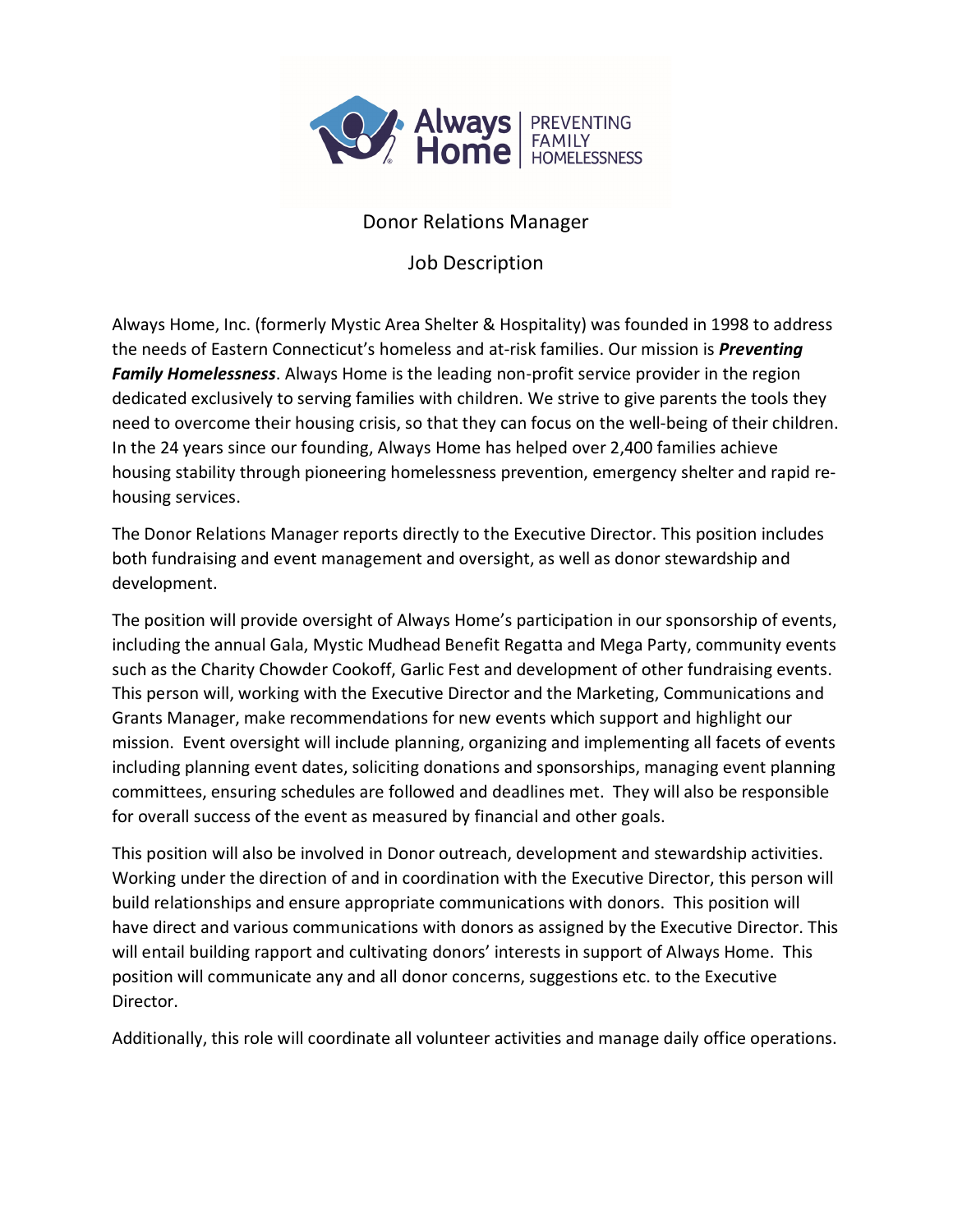Always Home | PREVENTING FAMILY HOMELESSNESS

# Donor Relations Manager

## Job Description

Always Home, Inc. (formerly Mystic Area Shelter & Hospitality) was founded in 1998 to address the needs of Eastern Connecticut's homeless and at-risk families. Our mission is ***Preventing Family Homelessness***. Always Home is the leading non-profit service provider in the region dedicated exclusively to serving families with children. We strive to give parents the tools they need to overcome their housing crisis, so that they can focus on the well-being of their children. In the 24 years since our founding, Always Home has helped over 2,400 families achieve housing stability through pioneering homelessness prevention, emergency shelter and rapid re-housing services.

The Donor Relations Manager reports directly to the Executive Director. This position includes both fundraising and event management and oversight, as well as donor stewardship and development.

The position will provide oversight of Always Home's participation in our sponsorship of events, including the annual Gala, Mystic Mudhead Benefit Regatta and Mega Party, community events such as the Charity Chowder Cookoff, Garlic Fest and development of other fundraising events. This person will, working with the Executive Director and the Marketing, Communications and Grants Manager, make recommendations for new events which support and highlight our mission. Event oversight will include planning, organizing and implementing all facets of events including planning event dates, soliciting donations and sponsorships, managing event planning committees, ensuring schedules are followed and deadlines met. They will also be responsible for overall success of the event as measured by financial and other goals.

This position will also be involved in Donor outreach, development and stewardship activities. Working under the direction of and in coordination with the Executive Director, this person will build relationships and ensure appropriate communications with donors. This position will have direct and various communications with donors as assigned by the Executive Director. This will entail building rapport and cultivating donors' interests in support of Always Home. This position will communicate any and all donor concerns, suggestions etc. to the Executive Director.

Additionally, this role will coordinate all volunteer activities and manage daily office operations.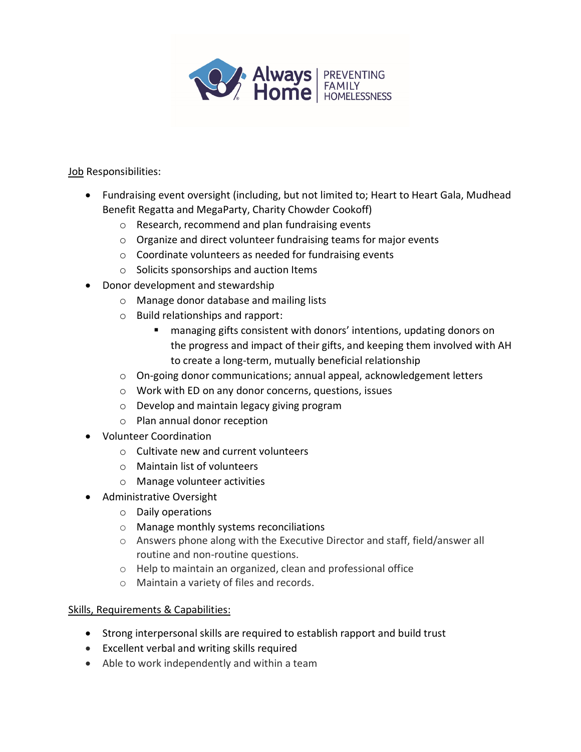Job Responsibilities:

- Fundraising event oversight (including, but not limited to; Heart to Heart Gala, Mudhead Benefit Regatta and MegaParty, Charity Chowder Cookoff)
  - Research, recommend and plan fundraising events
  - Organize and direct volunteer fundraising teams for major events
  - Coordinate volunteers as needed for fundraising events
  - Solicits sponsorships and auction Items
- Donor development and stewardship
  - Manage donor database and mailing lists
  - Build relationships and rapport:
    - managing gifts consistent with donors' intentions, updating donors on the progress and impact of their gifts, and keeping them involved with AH to create a long-term, mutually beneficial relationship
  - On-going donor communications; annual appeal, acknowledgement letters
  - Work with ED on any donor concerns, questions, issues
  - Develop and maintain legacy giving program
  - Plan annual donor reception
- Volunteer Coordination
  - Cultivate new and current volunteers
  - Maintain list of volunteers
  - Manage volunteer activities
- Administrative Oversight
  - Daily operations
  - Manage monthly systems reconciliations
  - Answers phone along with the Executive Director and staff, field/answer all routine and non-routine questions.
  - Help to maintain an organized, clean and professional office
  - Maintain a variety of files and records.

Skills, Requirements & Capabilities:

- Strong interpersonal skills are required to establish rapport and build trust
- Excellent verbal and writing skills required
- Able to work independently and within a team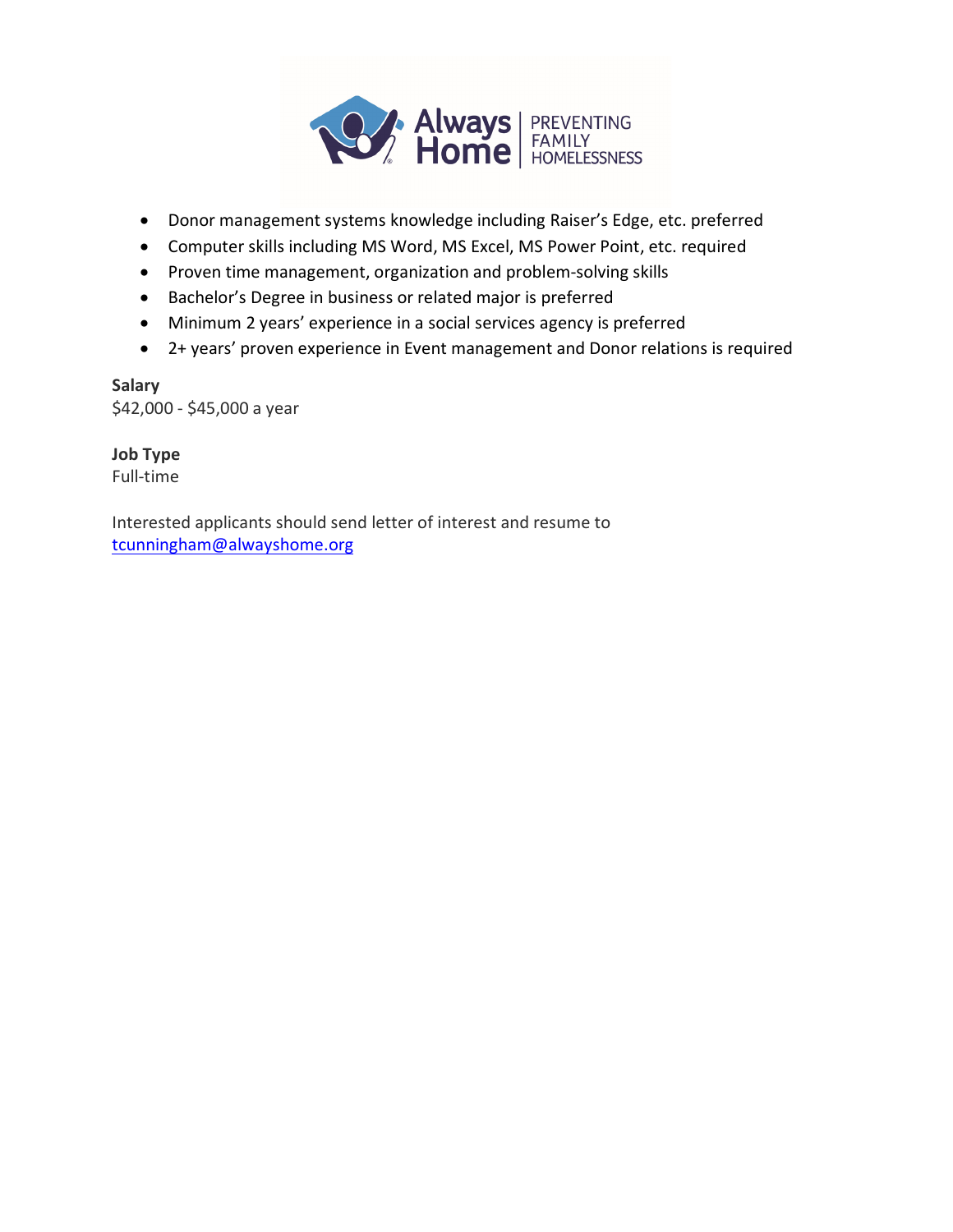- Donor management systems knowledge including Raiser's Edge, etc. preferred
- Computer skills including MS Word, MS Excel, MS Power Point, etc. required
- Proven time management, organization and problem-solving skills
- Bachelor's Degree in business or related major is preferred
- Minimum 2 years' experience in a social services agency is preferred
- 2+ years' proven experience in Event management and Donor relations is required

**Salary**
$42,000 - $45,000 a year

**Job Type**
Full-time

Interested applicants should send letter of interest and resume to
tcunningham@alwayshome.org